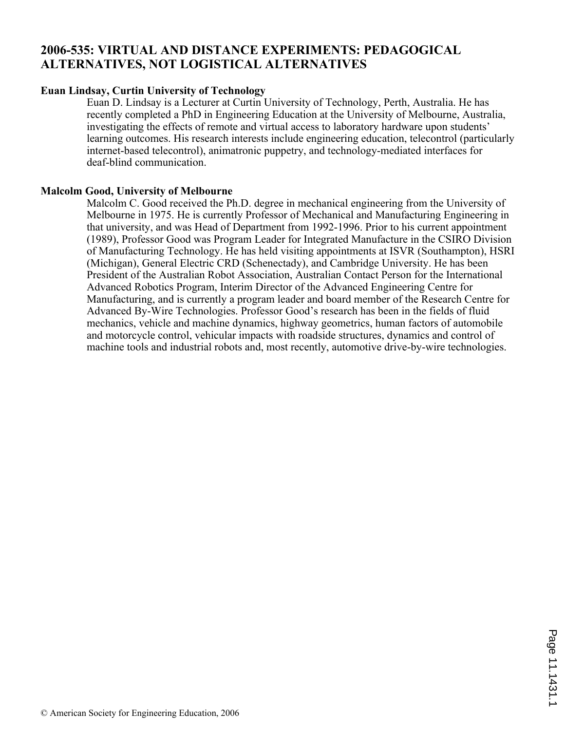# 2006-535: VIRTUAL AND DISTANCE EXPERIMENTS: PEDAGOGICAL ALTERNATIVES, NOT LOGISTICAL ALTERNATIVES

**Euan Lindsay, Curtin University of Technology**

Euan D. Lindsay is a Lecturer at Curtin University of Technology, Perth, Australia. He has recently completed a PhD in Engineering Education at the University of Melbourne, Australia, investigating the effects of remote and virtual access to laboratory hardware upon students' learning outcomes. His research interests include engineering education, telecontrol (particularly internet-based telecontrol), animatronic puppetry, and technology-mediated interfaces for deaf-blind communication.

**Malcolm Good, University of Melbourne**

Malcolm C. Good received the Ph.D. degree in mechanical engineering from the University of Melbourne in 1975. He is currently Professor of Mechanical and Manufacturing Engineering in that university, and was Head of Department from 1992-1996. Prior to his current appointment (1989), Professor Good was Program Leader for Integrated Manufacture in the CSIRO Division of Manufacturing Technology. He has held visiting appointments at ISVR (Southampton), HSRI (Michigan), General Electric CRD (Schenectady), and Cambridge University. He has been President of the Australian Robot Association, Australian Contact Person for the International Advanced Robotics Program, Interim Director of the Advanced Engineering Centre for Manufacturing, and is currently a program leader and board member of the Research Centre for Advanced By-Wire Technologies. Professor Good's research has been in the fields of fluid mechanics, vehicle and machine dynamics, highway geometrics, human factors of automobile and motorcycle control, vehicular impacts with roadside structures, dynamics and control of machine tools and industrial robots and, most recently, automotive drive-by-wire technologies.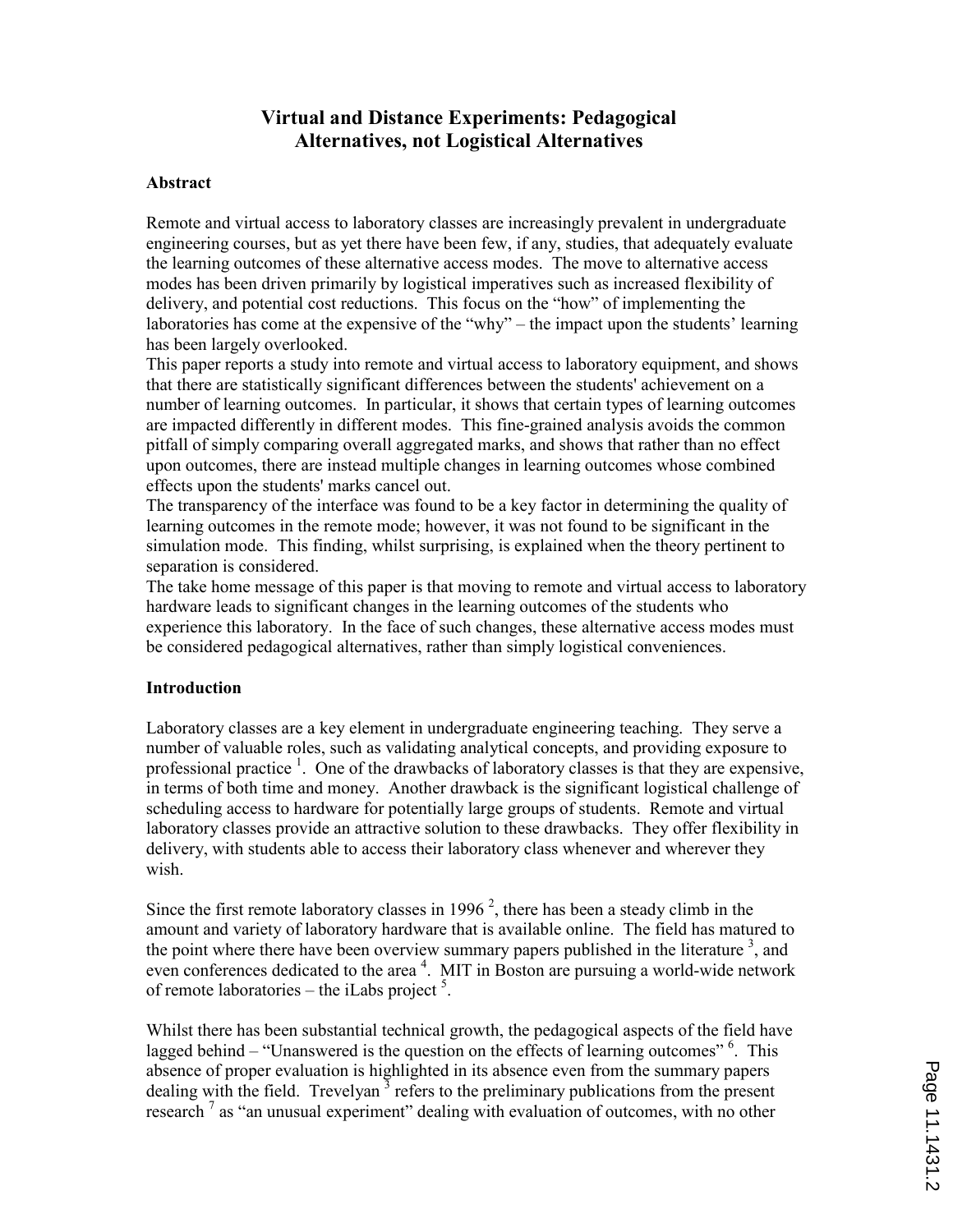# Virtual and Distance Experiments: Pedagogical Alternatives, not Logistical Alternatives

## Abstract

Remote and virtual access to laboratory classes are increasingly prevalent in undergraduate engineering courses, but as yet there have been few, if any, studies, that adequately evaluate the learning outcomes of these alternative access modes. The move to alternative access modes has been driven primarily by logistical imperatives such as increased flexibility of delivery, and potential cost reductions. This focus on the "how" of implementing the laboratories has come at the expensive of the "why" – the impact upon the students' learning has been largely overlooked.

This paper reports a study into remote and virtual access to laboratory equipment, and shows that there are statistically significant differences between the students' achievement on a number of learning outcomes. In particular, it shows that certain types of learning outcomes are impacted differently in different modes. This fine-grained analysis avoids the common pitfall of simply comparing overall aggregated marks, and shows that rather than no effect upon outcomes, there are instead multiple changes in learning outcomes whose combined effects upon the students' marks cancel out.

The transparency of the interface was found to be a key factor in determining the quality of learning outcomes in the remote mode; however, it was not found to be significant in the simulation mode. This finding, whilst surprising, is explained when the theory pertinent to separation is considered.

The take home message of this paper is that moving to remote and virtual access to laboratory hardware leads to significant changes in the learning outcomes of the students who experience this laboratory. In the face of such changes, these alternative access modes must be considered pedagogical alternatives, rather than simply logistical conveniences.

## Introduction

Laboratory classes are a key element in undergraduate engineering teaching. They serve a number of valuable roles, such as validating analytical concepts, and providing exposure to professional practice [1]. One of the drawbacks of laboratory classes is that they are expensive, in terms of both time and money. Another drawback is the significant logistical challenge of scheduling access to hardware for potentially large groups of students. Remote and virtual laboratory classes provide an attractive solution to these drawbacks. They offer flexibility in delivery, with students able to access their laboratory class whenever and wherever they wish.

Since the first remote laboratory classes in 1996 [2], there has been a steady climb in the amount and variety of laboratory hardware that is available online. The field has matured to the point where there have been overview summary papers published in the literature [3], and even conferences dedicated to the area [4]. MIT in Boston are pursuing a world-wide network of remote laboratories – the iLabs project [5].

Whilst there has been substantial technical growth, the pedagogical aspects of the field have lagged behind – "Unanswered is the question on the effects of learning outcomes" [6]. This absence of proper evaluation is highlighted in its absence even from the summary papers dealing with the field. Trevelyan [3] refers to the preliminary publications from the present research [7] as "an unusual experiment" dealing with evaluation of outcomes, with no other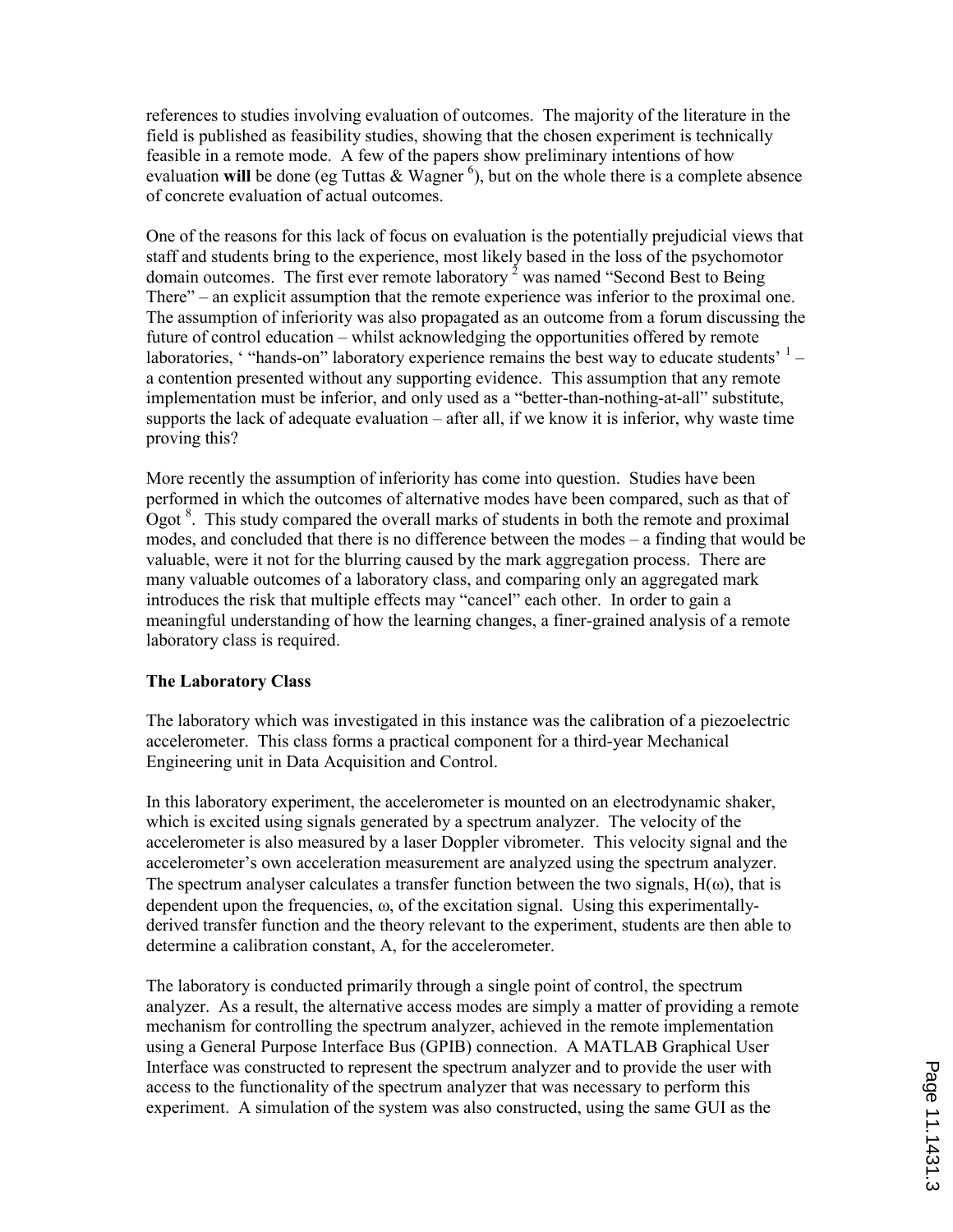references to studies involving evaluation of outcomes. The majority of the literature in the field is published as feasibility studies, showing that the chosen experiment is technically feasible in a remote mode. A few of the papers show preliminary intentions of how evaluation **will** be done (eg Tuttas & Wagner [6]), but on the whole there is a complete absence of concrete evaluation of actual outcomes.

One of the reasons for this lack of focus on evaluation is the potentially prejudicial views that staff and students bring to the experience, most likely based in the loss of the psychomotor domain outcomes. The first ever remote laboratory [2] was named "Second Best to Being There" – an explicit assumption that the remote experience was inferior to the proximal one. The assumption of inferiority was also propagated as an outcome from a forum discussing the future of control education – whilst acknowledging the opportunities offered by remote laboratories, ' "hands-on" laboratory experience remains the best way to educate students' [1] – a contention presented without any supporting evidence. This assumption that any remote implementation must be inferior, and only used as a "better-than-nothing-at-all" substitute, supports the lack of adequate evaluation – after all, if we know it is inferior, why waste time proving this?

More recently the assumption of inferiority has come into question. Studies have been performed in which the outcomes of alternative modes have been compared, such as that of Ogot [8]. This study compared the overall marks of students in both the remote and proximal modes, and concluded that there is no difference between the modes – a finding that would be valuable, were it not for the blurring caused by the mark aggregation process. There are many valuable outcomes of a laboratory class, and comparing only an aggregated mark introduces the risk that multiple effects may "cancel" each other. In order to gain a meaningful understanding of how the learning changes, a finer-grained analysis of a remote laboratory class is required.

**The Laboratory Class**

The laboratory which was investigated in this instance was the calibration of a piezoelectric accelerometer. This class forms a practical component for a third-year Mechanical Engineering unit in Data Acquisition and Control.

In this laboratory experiment, the accelerometer is mounted on an electrodynamic shaker, which is excited using signals generated by a spectrum analyzer. The velocity of the accelerometer is also measured by a laser Doppler vibrometer. This velocity signal and the accelerometer's own acceleration measurement are analyzed using the spectrum analyzer. The spectrum analyser calculates a transfer function between the two signals, $H(\omega)$, that is dependent upon the frequencies, $\omega$, of the excitation signal. Using this experimentally-derived transfer function and the theory relevant to the experiment, students are then able to determine a calibration constant, $A$, for the accelerometer.

The laboratory is conducted primarily through a single point of control, the spectrum analyzer. As a result, the alternative access modes are simply a matter of providing a remote mechanism for controlling the spectrum analyzer, achieved in the remote implementation using a General Purpose Interface Bus (GPIB) connection. A MATLAB Graphical User Interface was constructed to represent the spectrum analyzer and to provide the user with access to the functionality of the spectrum analyzer that was necessary to perform this experiment. A simulation of the system was also constructed, using the same GUI as the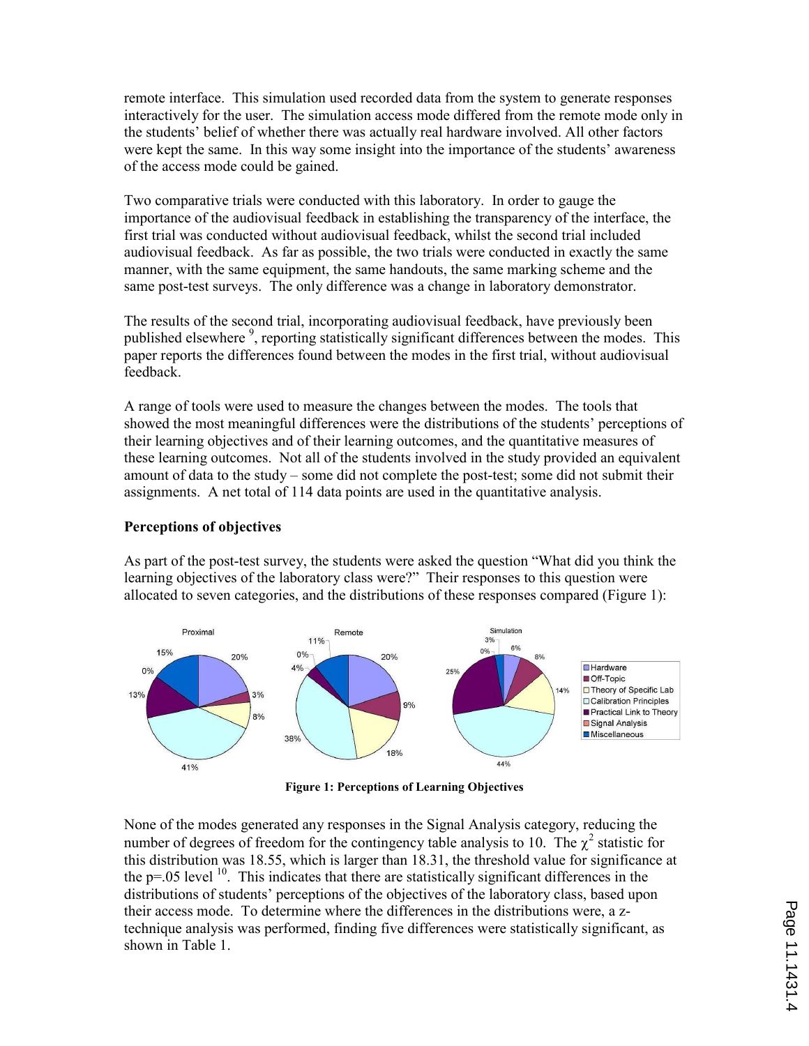remote interface. This simulation used recorded data from the system to generate responses interactively for the user. The simulation access mode differed from the remote mode only in the students' belief of whether there was actually real hardware involved. All other factors were kept the same. In this way some insight into the importance of the students' awareness of the access mode could be gained.

Two comparative trials were conducted with this laboratory. In order to gauge the importance of the audiovisual feedback in establishing the transparency of the interface, the first trial was conducted without audiovisual feedback, whilst the second trial included audiovisual feedback. As far as possible, the two trials were conducted in exactly the same manner, with the same equipment, the same handouts, the same marking scheme and the same post-test surveys. The only difference was a change in laboratory demonstrator.

The results of the second trial, incorporating audiovisual feedback, have previously been published elsewhere [9], reporting statistically significant differences between the modes. This paper reports the differences found between the modes in the first trial, without audiovisual feedback.

A range of tools were used to measure the changes between the modes. The tools that showed the most meaningful differences were the distributions of the students' perceptions of their learning objectives and of their learning outcomes, and the quantitative measures of these learning outcomes. Not all of the students involved in the study provided an equivalent amount of data to the study – some did not complete the post-test; some did not submit their assignments. A net total of 114 data points are used in the quantitative analysis.

**Perceptions of objectives**

As part of the post-test survey, the students were asked the question "What did you think the learning objectives of the laboratory class were?" Their responses to this question were allocated to seven categories, and the distributions of these responses compared (Figure 1):

**Figure 1: Perceptions of Learning Objectives**

None of the modes generated any responses in the Signal Analysis category, reducing the number of degrees of freedom for the contingency table analysis to 10. The $\chi^2$ statistic for this distribution was 18.55, which is larger than 18.31, the threshold value for significance at the p=.05 level [10]. This indicates that there are statistically significant differences in the distributions of students' perceptions of the objectives of the laboratory class, based upon their access mode. To determine where the differences in the distributions were, a z-technique analysis was performed, finding five differences were statistically significant, as shown in Table 1.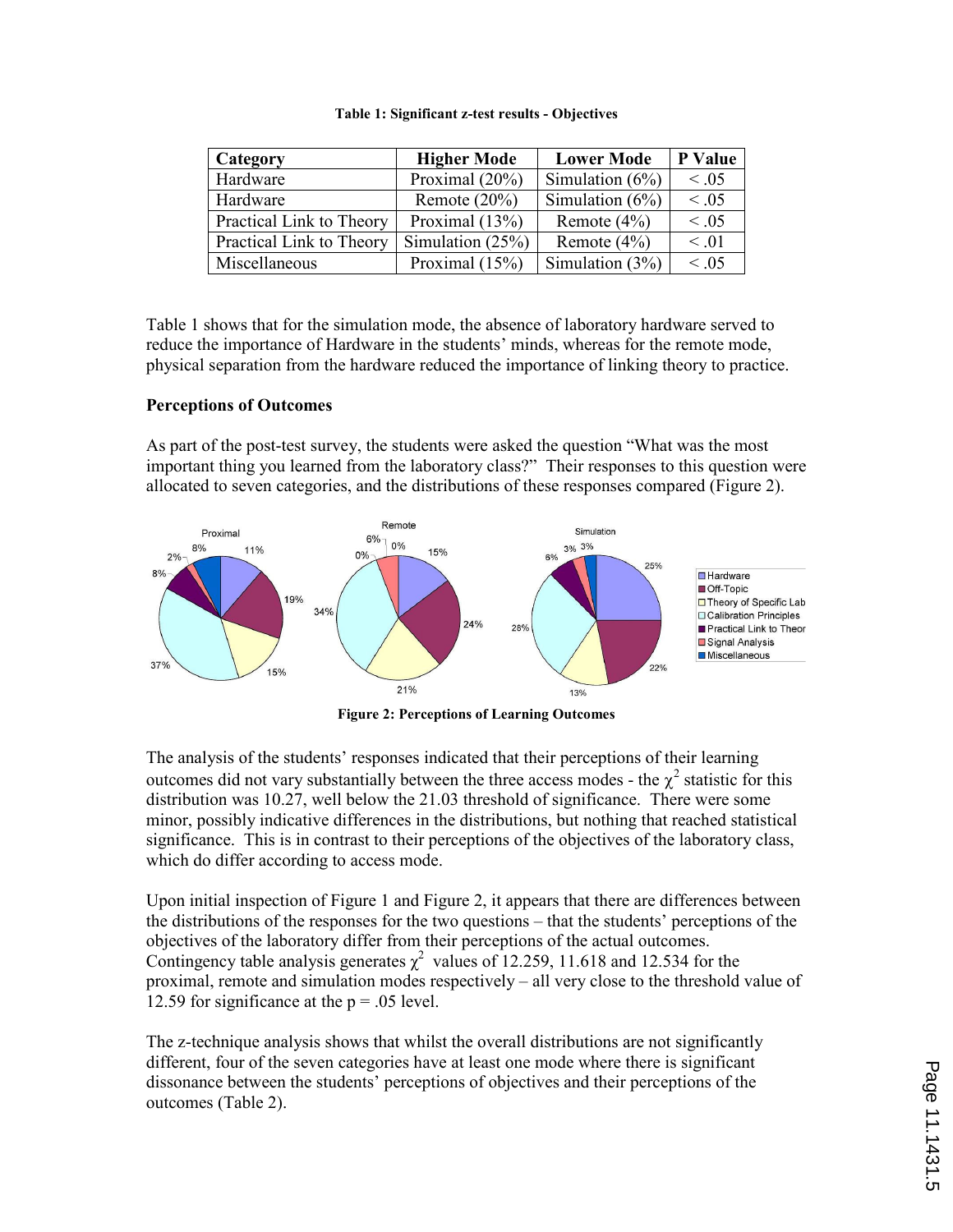**Table 1: Significant z-test results - Objectives**

| Category | Higher Mode | Lower Mode | P Value |
|---|---|---|---|
| Hardware | Proximal (20%) | Simulation (6%) | < .05 |
| Hardware | Remote (20%) | Simulation (6%) | < .05 |
| Practical Link to Theory | Proximal (13%) | Remote (4%) | < .05 |
| Practical Link to Theory | Simulation (25%) | Remote (4%) | < .01 |
| Miscellaneous | Proximal (15%) | Simulation (3%) | < .05 |

Table 1 shows that for the simulation mode, the absence of laboratory hardware served to reduce the importance of Hardware in the students' minds, whereas for the remote mode, physical separation from the hardware reduced the importance of linking theory to practice.

### Perceptions of Outcomes

As part of the post-test survey, the students were asked the question "What was the most important thing you learned from the laboratory class?" Their responses to this question were allocated to seven categories, and the distributions of these responses compared (Figure 2).

**Figure 2: Perceptions of Learning Outcomes**

The analysis of the students' responses indicated that their perceptions of their learning outcomes did not vary substantially between the three access modes - the $\chi^2$ statistic for this distribution was 10.27, well below the 21.03 threshold of significance. There were some minor, possibly indicative differences in the distributions, but nothing that reached statistical significance. This is in contrast to their perceptions of the objectives of the laboratory class, which do differ according to access mode.

Upon initial inspection of Figure 1 and Figure 2, it appears that there are differences between the distributions of the responses for the two questions – that the students' perceptions of the objectives of the laboratory differ from their perceptions of the actual outcomes. Contingency table analysis generates $\chi^2$ values of 12.259, 11.618 and 12.534 for the proximal, remote and simulation modes respectively – all very close to the threshold value of 12.59 for significance at the $p = .05$ level.

The z-technique analysis shows that whilst the overall distributions are not significantly different, four of the seven categories have at least one mode where there is significant dissonance between the students' perceptions of objectives and their perceptions of the outcomes (Table 2).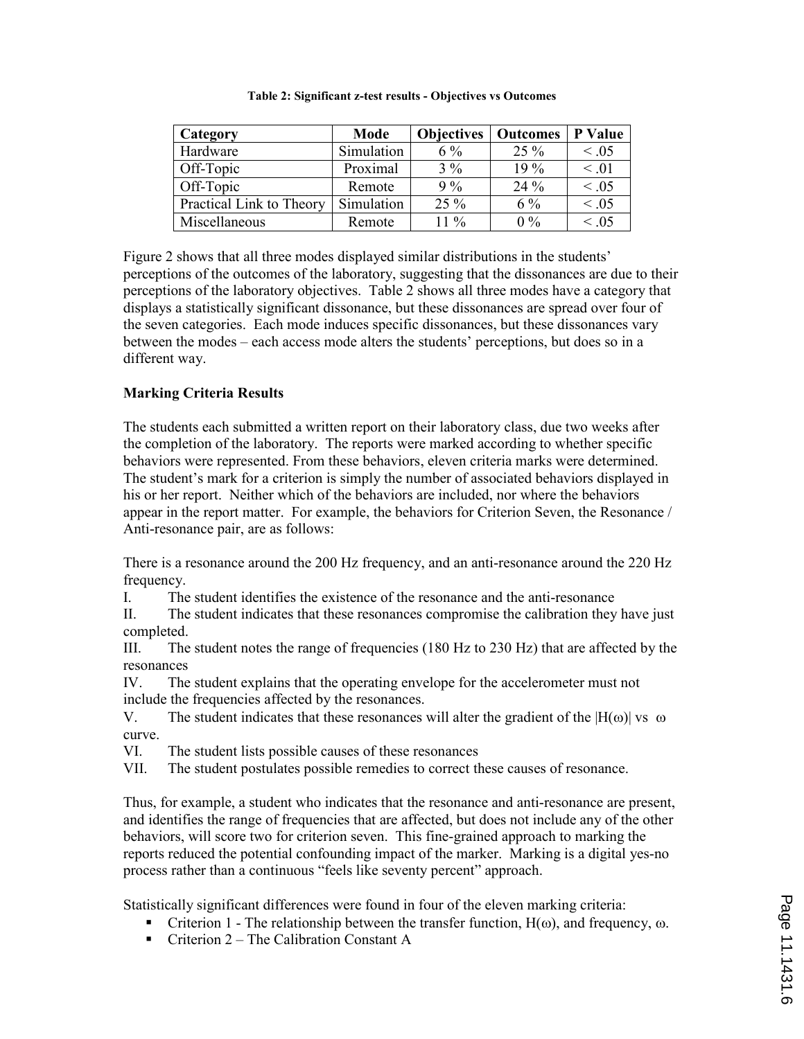**Table 2: Significant z-test results - Objectives vs Outcomes**

| Category | Mode | Objectives | Outcomes | P Value |
|---|---|---|---|---|
| Hardware | Simulation | 6 % | 25 % | < .05 |
| Off-Topic | Proximal | 3 % | 19 % | < .01 |
| Off-Topic | Remote | 9 % | 24 % | < .05 |
| Practical Link to Theory | Simulation | 25 % | 6 % | < .05 |
| Miscellaneous | Remote | 11 % | 0 % | < .05 |

Figure 2 shows that all three modes displayed similar distributions in the students' perceptions of the outcomes of the laboratory, suggesting that the dissonances are due to their perceptions of the laboratory objectives. Table 2 shows all three modes have a category that displays a statistically significant dissonance, but these dissonances are spread over four of the seven categories. Each mode induces specific dissonances, but these dissonances vary between the modes – each access mode alters the students' perceptions, but does so in a different way.

### Marking Criteria Results

The students each submitted a written report on their laboratory class, due two weeks after the completion of the laboratory. The reports were marked according to whether specific behaviors were represented. From these behaviors, eleven criteria marks were determined. The student's mark for a criterion is simply the number of associated behaviors displayed in his or her report. Neither which of the behaviors are included, nor where the behaviors appear in the report matter. For example, the behaviors for Criterion Seven, the Resonance / Anti-resonance pair, are as follows:

There is a resonance around the 200 Hz frequency, and an anti-resonance around the 220 Hz frequency.

I. The student identifies the existence of the resonance and the anti-resonance

II. The student indicates that these resonances compromise the calibration they have just completed.

III. The student notes the range of frequencies (180 Hz to 230 Hz) that are affected by the resonances

IV. The student explains that the operating envelope for the accelerometer must not include the frequencies affected by the resonances.

V. The student indicates that these resonances will alter the gradient of the $|H(\omega)|$ vs $\omega$ curve.

VI. The student lists possible causes of these resonances

VII. The student postulates possible remedies to correct these causes of resonance.

Thus, for example, a student who indicates that the resonance and anti-resonance are present, and identifies the range of frequencies that are affected, but does not include any of the other behaviors, will score two for criterion seven. This fine-grained approach to marking the reports reduced the potential confounding impact of the marker. Marking is a digital yes-no process rather than a continuous "feels like seventy percent" approach.

Statistically significant differences were found in four of the eleven marking criteria:

- Criterion 1 - The relationship between the transfer function, $H(\omega)$, and frequency, $\omega$.
- Criterion 2 – The Calibration Constant A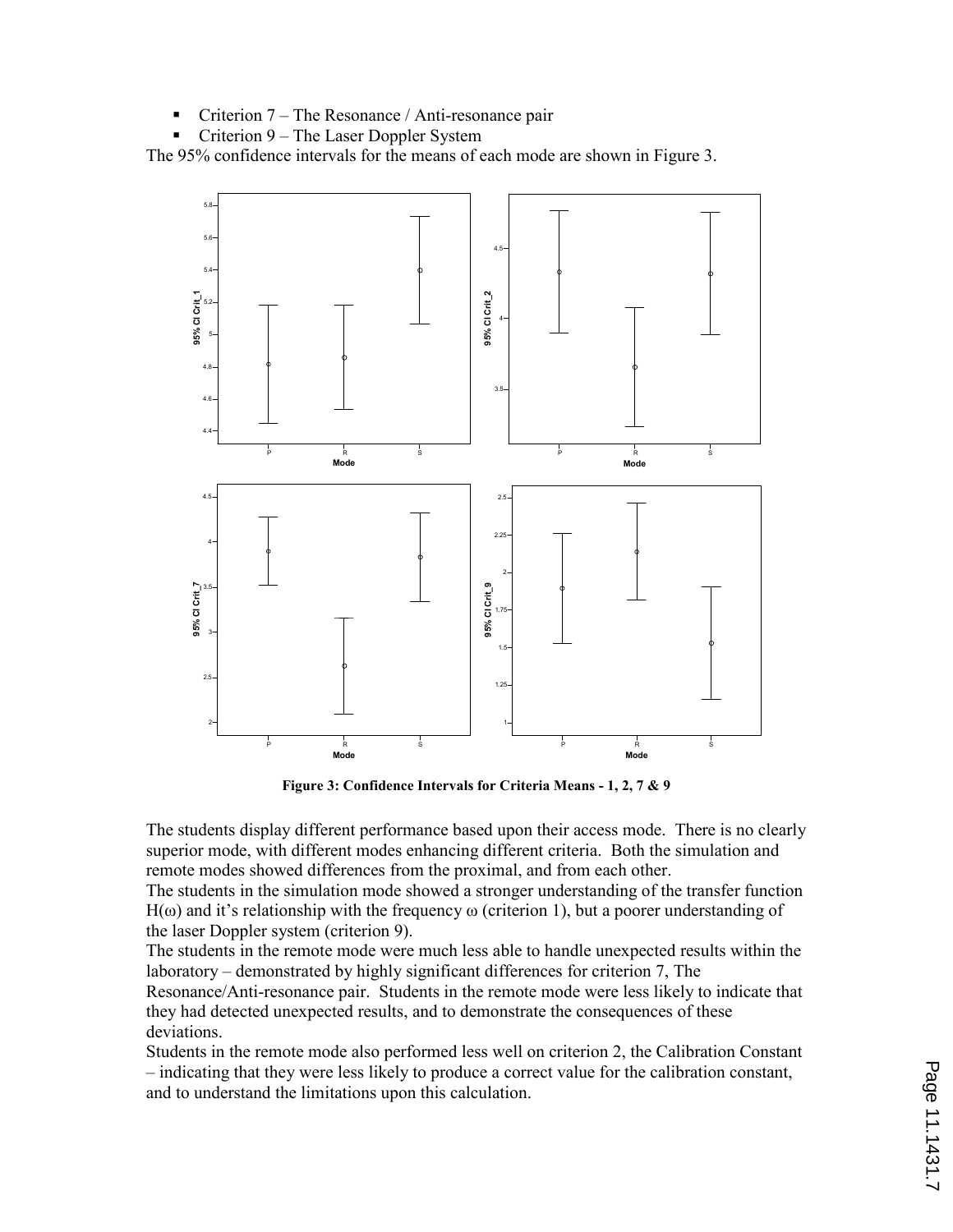- Criterion 7 – The Resonance / Anti-resonance pair
- Criterion 9 – The Laser Doppler System

The 95% confidence intervals for the means of each mode are shown in Figure 3.

**Figure 3: Confidence Intervals for Criteria Means - 1, 2, 7 & 9**

The students display different performance based upon their access mode. There is no clearly superior mode, with different modes enhancing different criteria. Both the simulation and remote modes showed differences from the proximal, and from each other.

The students in the simulation mode showed a stronger understanding of the transfer function $H(\omega)$ and it's relationship with the frequency $\omega$ (criterion 1), but a poorer understanding of the laser Doppler system (criterion 9).

The students in the remote mode were much less able to handle unexpected results within the laboratory – demonstrated by highly significant differences for criterion 7, The Resonance/Anti-resonance pair. Students in the remote mode were less likely to indicate that they had detected unexpected results, and to demonstrate the consequences of these deviations.

Students in the remote mode also performed less well on criterion 2, the Calibration Constant – indicating that they were less likely to produce a correct value for the calibration constant, and to understand the limitations upon this calculation.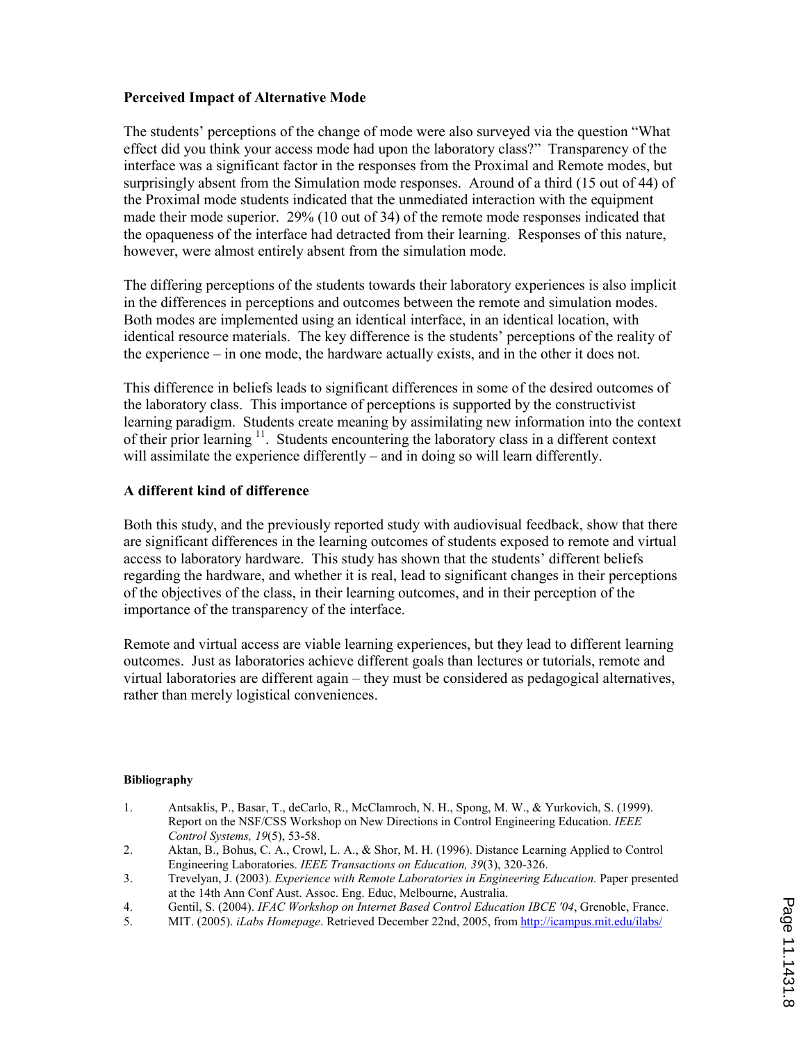## Perceived Impact of Alternative Mode

The students' perceptions of the change of mode were also surveyed via the question "What effect did you think your access mode had upon the laboratory class?" Transparency of the interface was a significant factor in the responses from the Proximal and Remote modes, but surprisingly absent from the Simulation mode responses. Around of a third (15 out of 44) of the Proximal mode students indicated that the unmediated interaction with the equipment made their mode superior. 29% (10 out of 34) of the remote mode responses indicated that the opaqueness of the interface had detracted from their learning. Responses of this nature, however, were almost entirely absent from the simulation mode.

The differing perceptions of the students towards their laboratory experiences is also implicit in the differences in perceptions and outcomes between the remote and simulation modes. Both modes are implemented using an identical interface, in an identical location, with identical resource materials. The key difference is the students' perceptions of the reality of the experience – in one mode, the hardware actually exists, and in the other it does not.

This difference in beliefs leads to significant differences in some of the desired outcomes of the laboratory class. This importance of perceptions is supported by the constructivist learning paradigm. Students create meaning by assimilating new information into the context of their prior learning [11]. Students encountering the laboratory class in a different context will assimilate the experience differently – and in doing so will learn differently.

## A different kind of difference

Both this study, and the previously reported study with audiovisual feedback, show that there are significant differences in the learning outcomes of students exposed to remote and virtual access to laboratory hardware. This study has shown that the students' different beliefs regarding the hardware, and whether it is real, lead to significant changes in their perceptions of the objectives of the class, in their learning outcomes, and in their perception of the importance of the transparency of the interface.

Remote and virtual access are viable learning experiences, but they lead to different learning outcomes. Just as laboratories achieve different goals than lectures or tutorials, remote and virtual laboratories are different again – they must be considered as pedagogical alternatives, rather than merely logistical conveniences.

### Bibliography

1. Antsaklis, P., Basar, T., deCarlo, R., McClamroch, N. H., Spong, M. W., & Yurkovich, S. (1999). Report on the NSF/CSS Workshop on New Directions in Control Engineering Education. *IEEE Control Systems, 19*(5), 53-58.
2. Aktan, B., Bohus, C. A., Crowl, L. A., & Shor, M. H. (1996). Distance Learning Applied to Control Engineering Laboratories. *IEEE Transactions on Education, 39*(3), 320-326.
3. Trevelyan, J. (2003). *Experience with Remote Laboratories in Engineering Education.* Paper presented at the 14th Ann Conf Aust. Assoc. Eng. Educ, Melbourne, Australia.
4. Gentil, S. (2004). *IFAC Workshop on Internet Based Control Education IBCE '04*, Grenoble, France.
5. MIT. (2005). *iLabs Homepage*. Retrieved December 22nd, 2005, from http://icampus.mit.edu/ilabs/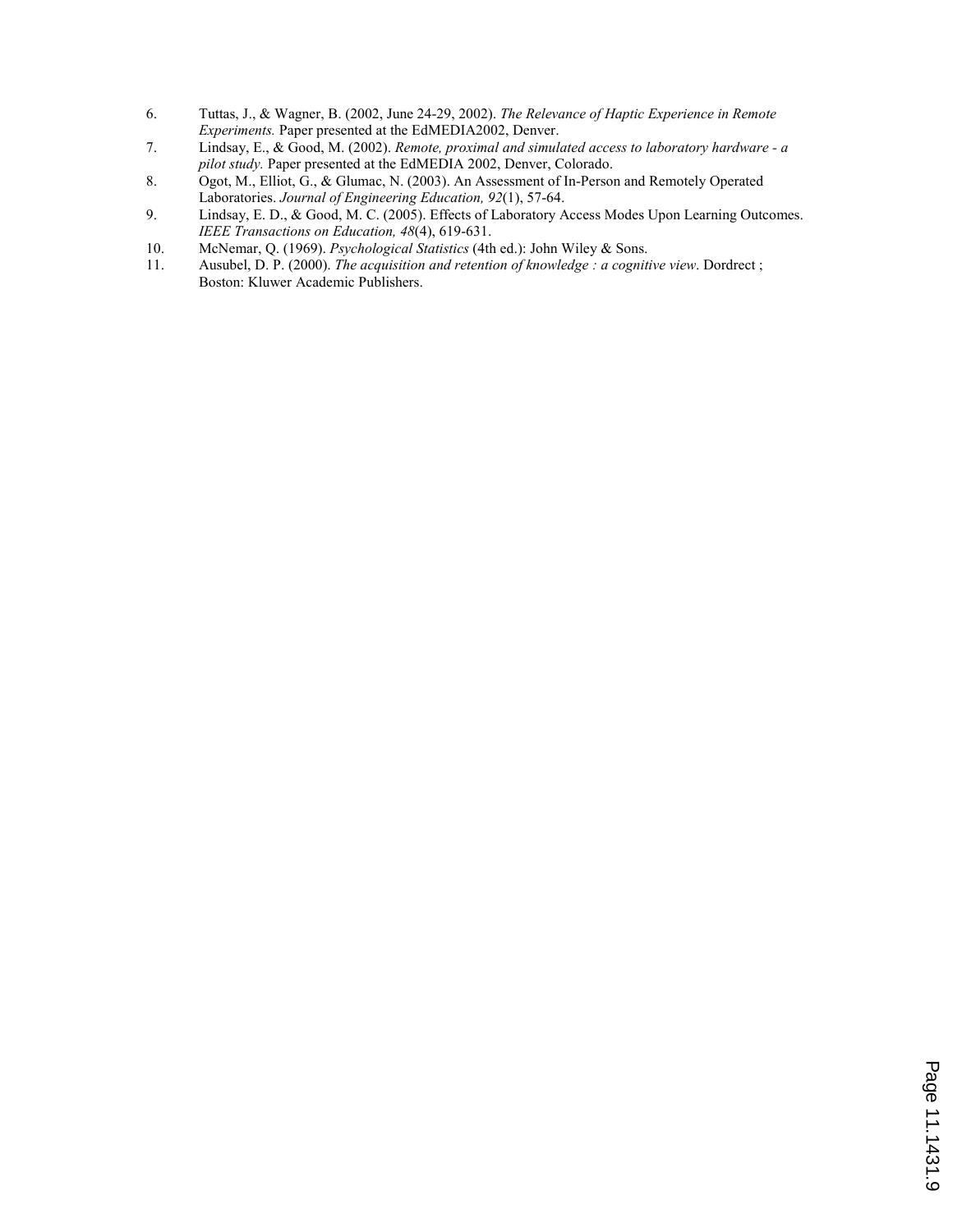6. Tuttas, J., & Wagner, B. (2002, June 24-29, 2002). *The Relevance of Haptic Experience in Remote Experiments.* Paper presented at the EdMEDIA2002, Denver.
7. Lindsay, E., & Good, M. (2002). *Remote, proximal and simulated access to laboratory hardware - a pilot study.* Paper presented at the EdMEDIA 2002, Denver, Colorado.
8. Ogot, M., Elliot, G., & Glumac, N. (2003). An Assessment of In-Person and Remotely Operated Laboratories. *Journal of Engineering Education, 92*(1), 57-64.
9. Lindsay, E. D., & Good, M. C. (2005). Effects of Laboratory Access Modes Upon Learning Outcomes. *IEEE Transactions on Education, 48*(4), 619-631.
10. McNemar, Q. (1969). *Psychological Statistics* (4th ed.): John Wiley & Sons.
11. Ausubel, D. P. (2000). *The acquisition and retention of knowledge : a cognitive view*. Dordrect ; Boston: Kluwer Academic Publishers.